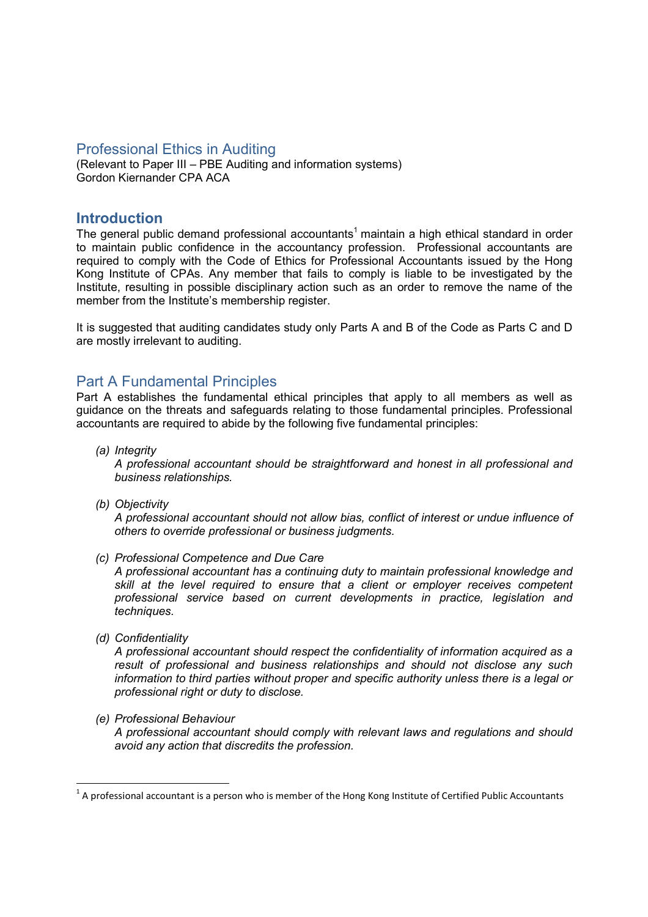# Professional Ethics in Auditing

(Relevant to Paper III – PBE Auditing and information systems)
Gordon Kiernander CPA ACA

## Introduction

The general public demand professional accountants[1] maintain a high ethical standard in order to maintain public confidence in the accountancy profession. Professional accountants are required to comply with the Code of Ethics for Professional Accountants issued by the Hong Kong Institute of CPAs. Any member that fails to comply is liable to be investigated by the Institute, resulting in possible disciplinary action such as an order to remove the name of the member from the Institute's membership register.

It is suggested that auditing candidates study only Parts A and B of the Code as Parts C and D are mostly irrelevant to auditing.

## Part A Fundamental Principles

Part A establishes the fundamental ethical principles that apply to all members as well as guidance on the threats and safeguards relating to those fundamental principles. Professional accountants are required to abide by the following five fundamental principles:

(a) *Integrity*
*A professional accountant should be straightforward and honest in all professional and business relationships.*

(b) *Objectivity*
*A professional accountant should not allow bias, conflict of interest or undue influence of others to override professional or business judgments.*

(c) *Professional Competence and Due Care*
*A professional accountant has a continuing duty to maintain professional knowledge and skill at the level required to ensure that a client or employer receives competent professional service based on current developments in practice, legislation and techniques.*

(d) *Confidentiality*
*A professional accountant should respect the confidentiality of information acquired as a result of professional and business relationships and should not disclose any such information to third parties without proper and specific authority unless there is a legal or professional right or duty to disclose.*

(e) *Professional Behaviour*
*A professional accountant should comply with relevant laws and regulations and should avoid any action that discredits the profession.*

---

[1] A professional accountant is a person who is member of the Hong Kong Institute of Certified Public Accountants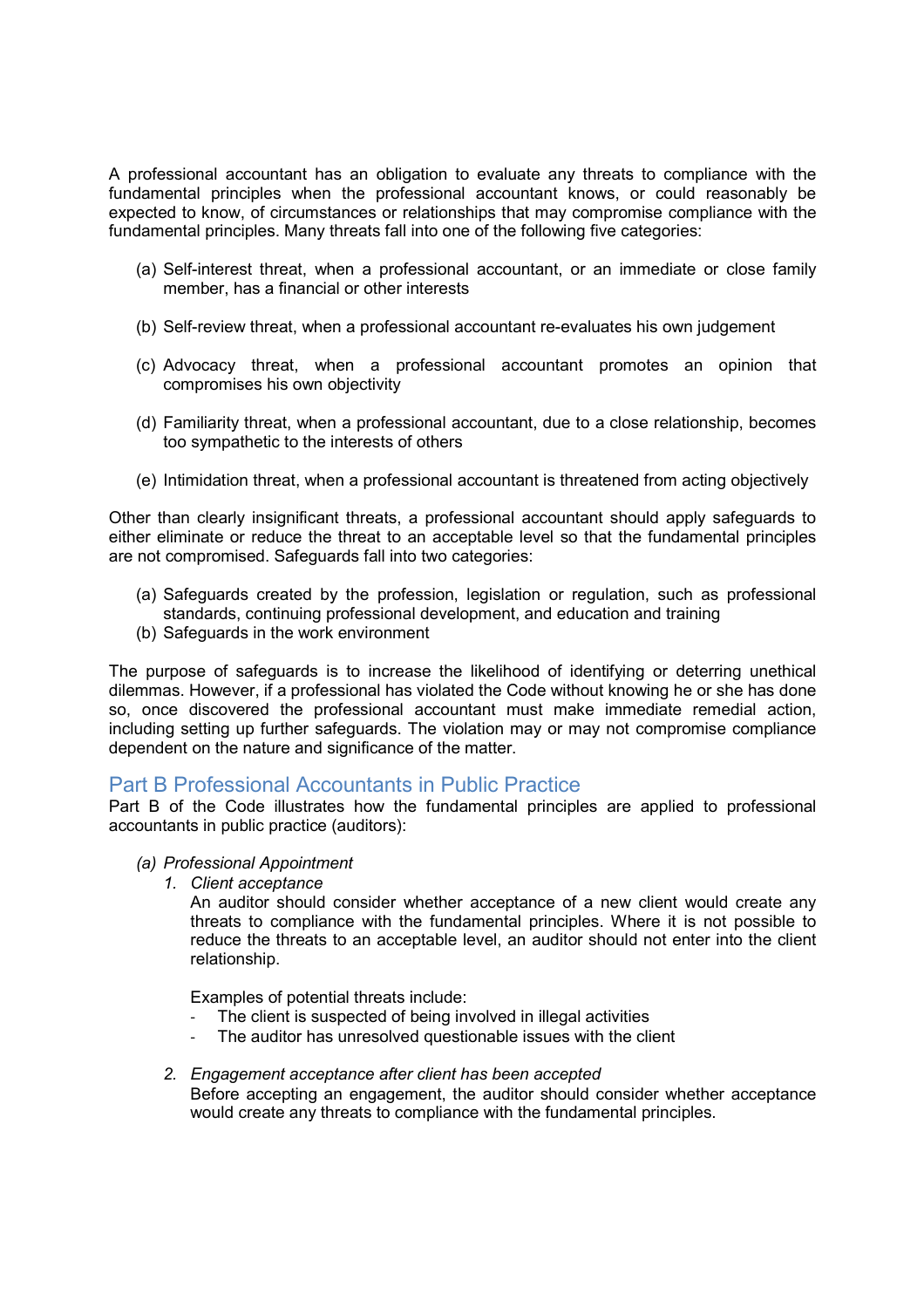A professional accountant has an obligation to evaluate any threats to compliance with the fundamental principles when the professional accountant knows, or could reasonably be expected to know, of circumstances or relationships that may compromise compliance with the fundamental principles. Many threats fall into one of the following five categories:

(a) Self-interest threat, when a professional accountant, or an immediate or close family member, has a financial or other interests

(b) Self-review threat, when a professional accountant re-evaluates his own judgement

(c) Advocacy threat, when a professional accountant promotes an opinion that compromises his own objectivity

(d) Familiarity threat, when a professional accountant, due to a close relationship, becomes too sympathetic to the interests of others

(e) Intimidation threat, when a professional accountant is threatened from acting objectively

Other than clearly insignificant threats, a professional accountant should apply safeguards to either eliminate or reduce the threat to an acceptable level so that the fundamental principles are not compromised. Safeguards fall into two categories:

(a) Safeguards created by the profession, legislation or regulation, such as professional standards, continuing professional development, and education and training
(b) Safeguards in the work environment

The purpose of safeguards is to increase the likelihood of identifying or deterring unethical dilemmas. However, if a professional has violated the Code without knowing he or she has done so, once discovered the professional accountant must make immediate remedial action, including setting up further safeguards. The violation may or may not compromise compliance dependent on the nature and significance of the matter.

## Part B Professional Accountants in Public Practice

Part B of the Code illustrates how the fundamental principles are applied to professional accountants in public practice (auditors):

*(a) Professional Appointment*

1. *Client acceptance*

   An auditor should consider whether acceptance of a new client would create any threats to compliance with the fundamental principles. Where it is not possible to reduce the threats to an acceptable level, an auditor should not enter into the client relationship.

   Examples of potential threats include:
   - The client is suspected of being involved in illegal activities
   - The auditor has unresolved questionable issues with the client

2. *Engagement acceptance after client has been accepted*

   Before accepting an engagement, the auditor should consider whether acceptance would create any threats to compliance with the fundamental principles.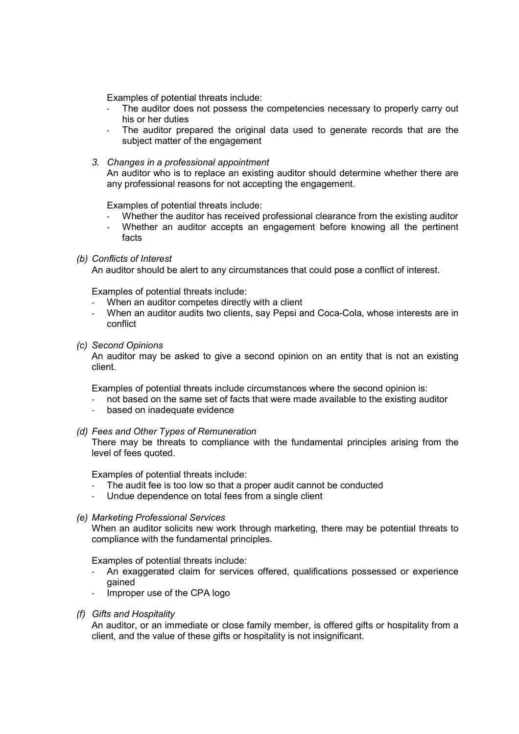Examples of potential threats include:

- The auditor does not possess the competencies necessary to properly carry out his or her duties
- The auditor prepared the original data used to generate records that are the subject matter of the engagement

3. *Changes in a professional appointment*

   An auditor who is to replace an existing auditor should determine whether there are any professional reasons for not accepting the engagement.

   Examples of potential threats include:

   - Whether the auditor has received professional clearance from the existing auditor
   - Whether an auditor accepts an engagement before knowing all the pertinent facts

*(b) Conflicts of Interest*

An auditor should be alert to any circumstances that could pose a conflict of interest.

Examples of potential threats include:

- When an auditor competes directly with a client
- When an auditor audits two clients, say Pepsi and Coca-Cola, whose interests are in conflict

*(c) Second Opinions*

An auditor may be asked to give a second opinion on an entity that is not an existing client.

Examples of potential threats include circumstances where the second opinion is:

- not based on the same set of facts that were made available to the existing auditor
- based on inadequate evidence

*(d) Fees and Other Types of Remuneration*

There may be threats to compliance with the fundamental principles arising from the level of fees quoted.

Examples of potential threats include:

- The audit fee is too low so that a proper audit cannot be conducted
- Undue dependence on total fees from a single client

*(e) Marketing Professional Services*

When an auditor solicits new work through marketing, there may be potential threats to compliance with the fundamental principles.

Examples of potential threats include:

- An exaggerated claim for services offered, qualifications possessed or experience gained
- Improper use of the CPA logo

*(f) Gifts and Hospitality*

An auditor, or an immediate or close family member, is offered gifts or hospitality from a client, and the value of these gifts or hospitality is not insignificant.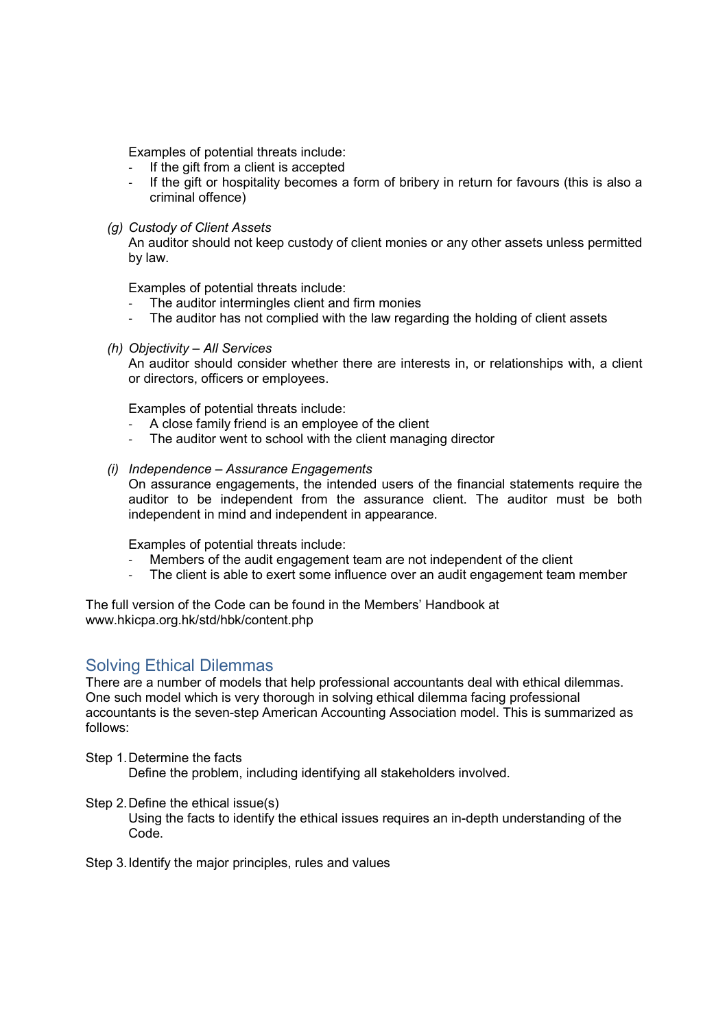Examples of potential threats include:

- If the gift from a client is accepted
- If the gift or hospitality becomes a form of bribery in return for favours (this is also a criminal offence)

(g) *Custody of Client Assets*
An auditor should not keep custody of client monies or any other assets unless permitted by law.

Examples of potential threats include:

- The auditor intermingles client and firm monies
- The auditor has not complied with the law regarding the holding of client assets

(h) *Objectivity – All Services*
An auditor should consider whether there are interests in, or relationships with, a client or directors, officers or employees.

Examples of potential threats include:

- A close family friend is an employee of the client
- The auditor went to school with the client managing director

(i) *Independence – Assurance Engagements*
On assurance engagements, the intended users of the financial statements require the auditor to be independent from the assurance client. The auditor must be both independent in mind and independent in appearance.

Examples of potential threats include:

- Members of the audit engagement team are not independent of the client
- The client is able to exert some influence over an audit engagement team member

The full version of the Code can be found in the Members' Handbook at www.hkicpa.org.hk/std/hbk/content.php

## Solving Ethical Dilemmas

There are a number of models that help professional accountants deal with ethical dilemmas. One such model which is very thorough in solving ethical dilemma facing professional accountants is the seven-step American Accounting Association model. This is summarized as follows:

Step 1. Determine the facts
Define the problem, including identifying all stakeholders involved.

Step 2. Define the ethical issue(s)
Using the facts to identify the ethical issues requires an in-depth understanding of the Code.

Step 3. Identify the major principles, rules and values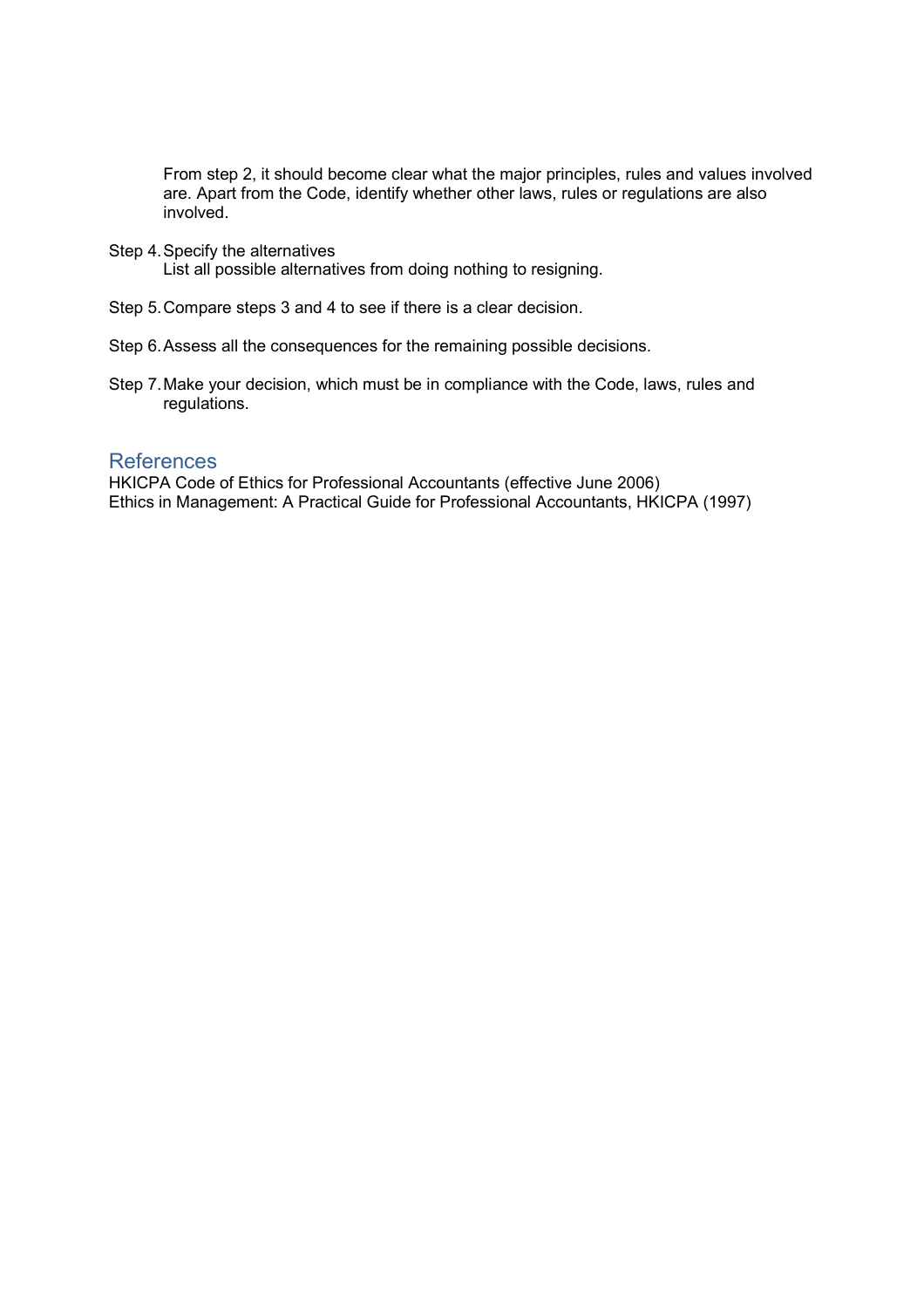From step 2, it should become clear what the major principles, rules and values involved are. Apart from the Code, identify whether other laws, rules or regulations are also involved.

Step 4. Specify the alternatives
List all possible alternatives from doing nothing to resigning.

Step 5. Compare steps 3 and 4 to see if there is a clear decision.

Step 6. Assess all the consequences for the remaining possible decisions.

Step 7. Make your decision, which must be in compliance with the Code, laws, rules and regulations.

## References

HKICPA Code of Ethics for Professional Accountants (effective June 2006)
Ethics in Management: A Practical Guide for Professional Accountants, HKICPA (1997)